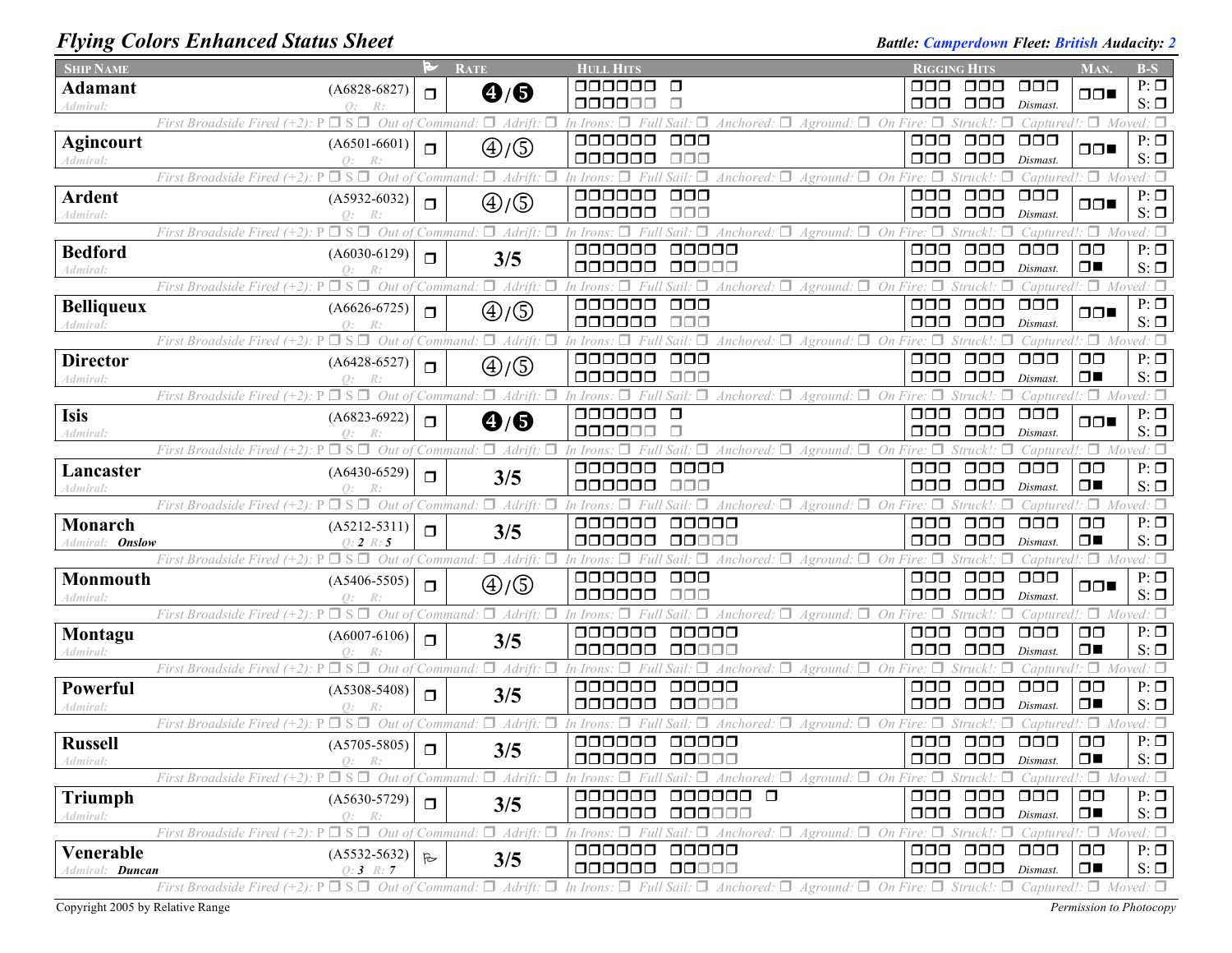# Flying Colors Enhanced Status Sheet

***Battle:* Camperdown *Fleet:* British *Audacity:* 2**

| Ship Name | | Flag | Rate | Hull Hits | Rigging Hits | Man. | B-S |
|---|---|---|---|---|---|---|---|
| **Adamant** *Admiral:* | (A6828-6827) *Q: R:* | ❐ | ❹/❺ | ❐❐❐❐❐❐ ❐ / ❐❐❐❐❐❐ ❐ | ❐❐❐ ❐❐❐ ❐❐❐ / ❐❐❐ ❐❐❐ *Dismast.* | ❐❐■ | P: ❐ S: ❐ |
| | | | | | | | |
| **Agincourt** *Admiral:* | (A6501-6601) *Q: R:* | ❐ | ④/⑤ | ❐❐❐❐❐❐ ❐❐❐ / ❐❐❐❐❐❐ ❐❐❐ | ❐❐❐ ❐❐❐ ❐❐❐ / ❐❐❐ ❐❐❐ *Dismast.* | ❐❐■ | P: ❐ S: ❐ |
| **Ardent** *Admiral:* | (A5932-6032) *Q: R:* | ❐ | ④/⑤ | ❐❐❐❐❐❐ ❐❐❐ / ❐❐❐❐❐❐ ❐❐❐ | ❐❐❐ ❐❐❐ ❐❐❐ / ❐❐❐ ❐❐❐ *Dismast.* | ❐❐■ | P: ❐ S: ❐ |
| **Bedford** *Admiral:* | (A6030-6129) *Q: R:* | ❐ | 3/5 | ❐❐❐❐❐❐ ❐❐❐❐❐ / ❐❐❐❐❐❐ ❐❐❐❐❐ | ❐❐❐ ❐❐❐ ❐❐❐ / ❐❐❐ ❐❐❐ *Dismast.* | ❐❐ / ❐■ | P: ❐ S: ❐ |
| **Belliqueux** *Admiral:* | (A6626-6725) *Q: R:* | ❐ | ④/⑤ | ❐❐❐❐❐❐ ❐❐❐ / ❐❐❐❐❐❐ ❐❐❐ | ❐❐❐ ❐❐❐ ❐❐❐ / ❐❐❐ ❐❐❐ *Dismast.* | ❐❐■ | P: ❐ S: ❐ |
| **Director** *Admiral:* | (A6428-6527) *Q: R:* | ❐ | ④/⑤ | ❐❐❐❐❐❐ ❐❐❐ / ❐❐❐❐❐❐ ❐❐❐ | ❐❐❐ ❐❐❐ ❐❐❐ / ❐❐❐ ❐❐❐ *Dismast.* | ❐❐ / ❐■ | P: ❐ S: ❐ |
| **Isis** *Admiral:* | (A6823-6922) *Q: R:* | ❐ | ❹/❺ | ❐❐❐❐❐❐ ❐ / ❐❐❐❐❐❐ ❐ | ❐❐❐ ❐❐❐ ❐❐❐ / ❐❐❐ ❐❐❐ *Dismast.* | ❐❐■ | P: ❐ S: ❐ |
| **Lancaster** *Admiral:* | (A6430-6529) *Q: R:* | ❐ | 3/5 | ❐❐❐❐❐❐ ❐❐❐❐ / ❐❐❐❐❐❐ ❐❐❐ | ❐❐❐ ❐❐❐ ❐❐❐ / ❐❐❐ ❐❐❐ *Dismast.* | ❐❐ / ❐■ | P: ❐ S: ❐ |
| **Monarch** *Admiral:* ***Onslow*** | (A5212-5311) *Q:* ***2*** *R:* ***5*** | ❐ | 3/5 | ❐❐❐❐❐❐ ❐❐❐❐❐ / ❐❐❐❐❐❐ ❐❐❐❐❐ | ❐❐❐ ❐❐❐ ❐❐❐ / ❐❐❐ ❐❐❐ *Dismast.* | ❐❐ / ❐■ | P: ❐ S: ❐ |
| **Monmouth** *Admiral:* | (A5406-5505) *Q: R:* | ❐ | ④/⑤ | ❐❐❐❐❐❐ ❐❐❐ / ❐❐❐❐❐❐ ❐❐❐ | ❐❐❐ ❐❐❐ ❐❐❐ / ❐❐❐ ❐❐❐ *Dismast.* | ❐❐■ | P: ❐ S: ❐ |
| **Montagu** *Admiral:* | (A6007-6106) *Q: R:* | ❐ | 3/5 | ❐❐❐❐❐❐ ❐❐❐❐❐ / ❐❐❐❐❐❐ ❐❐❐❐❐ | ❐❐❐ ❐❐❐ ❐❐❐ / ❐❐❐ ❐❐❐ *Dismast.* | ❐❐ / ❐■ | P: ❐ S: ❐ |
| **Powerful** *Admiral:* | (A5308-5408) *Q: R:* | ❐ | 3/5 | ❐❐❐❐❐❐ ❐❐❐❐❐ / ❐❐❐❐❐❐ ❐❐❐❐❐ | ❐❐❐ ❐❐❐ ❐❐❐ / ❐❐❐ ❐❐❐ *Dismast.* | ❐❐ / ❐■ | P: ❐ S: ❐ |
| **Russell** *Admiral:* | (A5705-5805) *Q: R:* | ❐ | 3/5 | ❐❐❐❐❐❐ ❐❐❐❐❐ / ❐❐❐❐❐❐ ❐❐❐❐❐ | ❐❐❐ ❐❐❐ ❐❐❐ / ❐❐❐ ❐❐❐ *Dismast.* | ❐❐ / ❐■ | P: ❐ S: ❐ |
| **Triumph** *Admiral:* | (A5630-5729) *Q: R:* | ❐ | 3/5 | ❐❐❐❐❐❐ ❐❐❐❐❐❐ ❐ / ❐❐❐❐❐❐ ❐❐❐❐❐❐ | ❐❐❐ ❐❐❐ ❐❐❐ / ❐❐❐ ❐❐❐ *Dismast.* | ❐❐ / ❐■ | P: ❐ S: ❐ |
| **Venerable** *Admiral:* ***Duncan*** | (A5532-5632) *Q:* ***3*** *R:* ***7*** | 🏳 | 3/5 | ❐❐❐❐❐❐ ❐❐❐❐❐ / ❐❐❐❐❐❐ ❐❐❐❐❐ | ❐❐❐ ❐❐❐ ❐❐❐ / ❐❐❐ ❐❐❐ *Dismast.* | ❐❐ / ❐■ | P: ❐ S: ❐ |

Each ship row is followed by: *First Broadside Fired (+2): P ❐ S ❐ Out of Command: ❐ Adrift: ❐ In Irons: ❐ Full Sail: ❐ Anchored: ❐ Aground: ❐ On Fire: ❐ Struck!: ❐ Captured!: ❐ Moved: ❐*

Copyright 2005 by Relative Range

*Permission to Photocopy*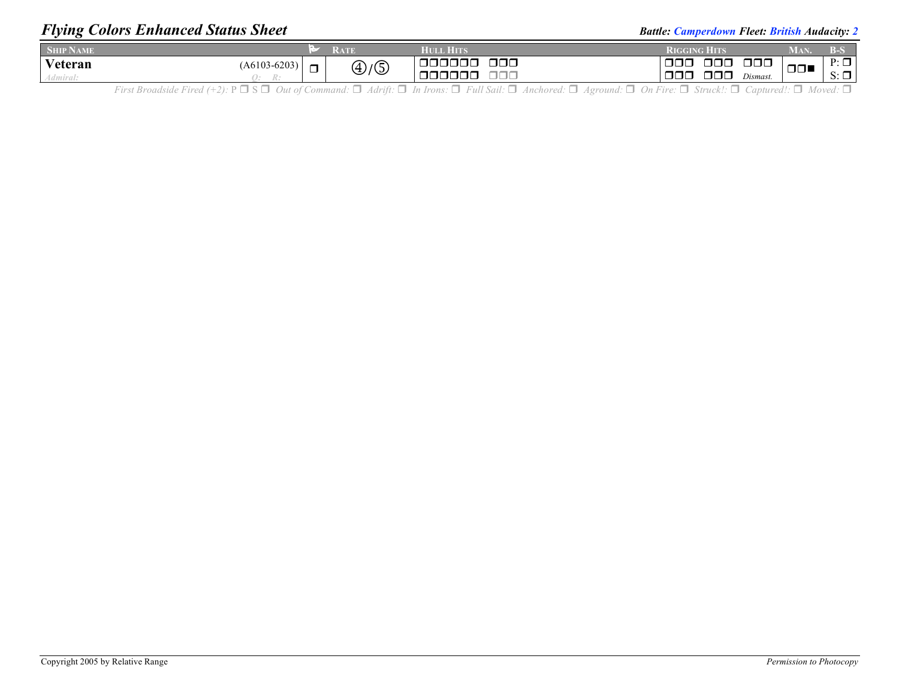# *Flying Colors Enhanced Status Sheet*

***Battle: Camperdown Fleet: British Audacity: 2***

| Ship Name | | Rate | Hull Hits | Rigging Hits | Man. | B-S |
|---|---|---|---|---|---|---|
| **Veteran** (A6103-6203) *Admiral: Q: R:* | ❐ | ④/⑤ | ❐❐❐❐❐❐ ❐❐❐ ❐❐❐❐❐❐ ❐❐❐ | ❐❐❐ ❐❐❐ ❐❐❐ ❐❐❐ ❐❐❐ *Dismast.* | ❐❐■ | P: ❐ S: ❐ |

*First Broadside Fired (+2):* P ❐ S ❐ *Out of Command:* ❐ *Adrift:* ❐ *In Irons:* ❐ *Full Sail:* ❐ *Anchored:* ❐ *Aground:* ❐ *On Fire:* ❐ *Struck!:* ❐ *Captured!:* ❐ *Moved:* ❐

Copyright 2005 by Relative Range

*Permission to Photocopy*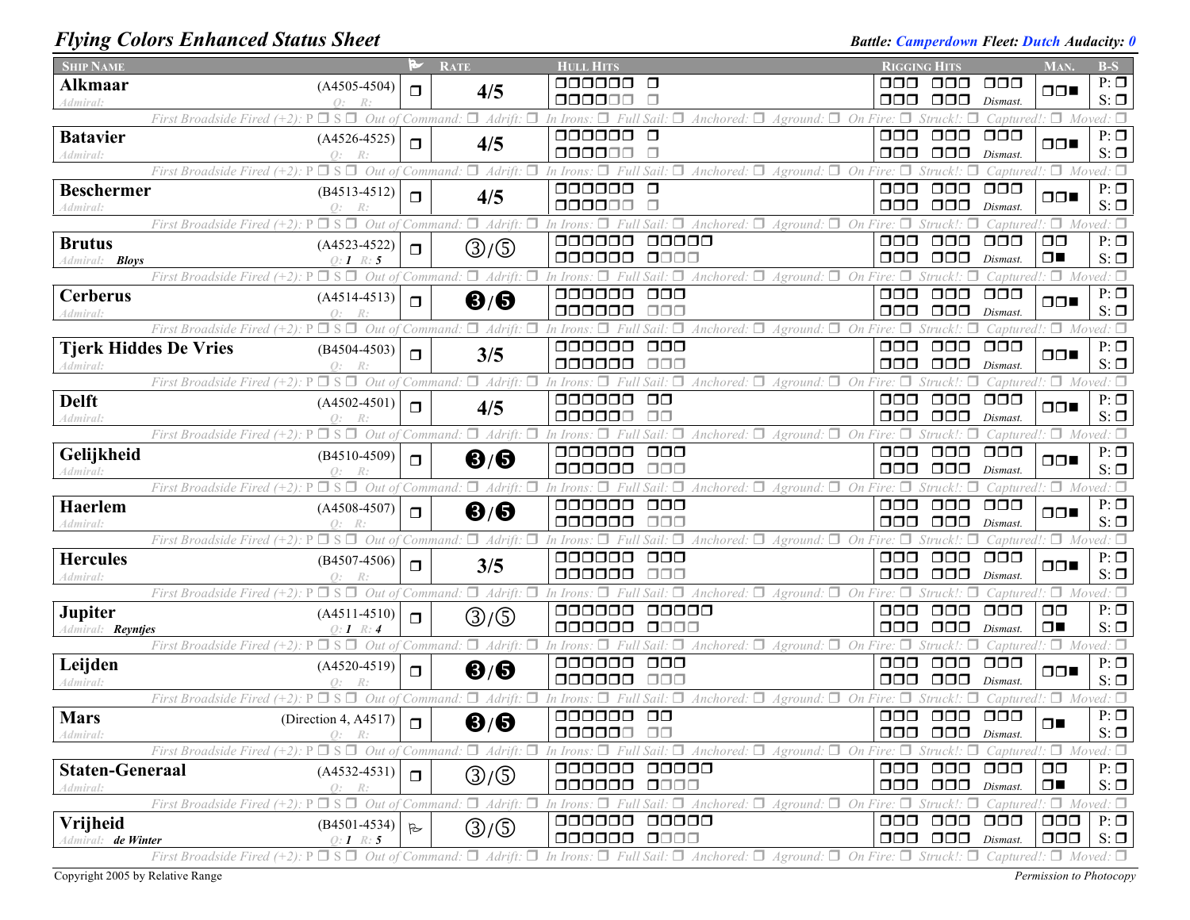# Flying Colors Enhanced Status Sheet

***Battle:* Camperdown *Fleet:* Dutch *Audacity:* 0**

| Ship Name | | Flag | Rate | Hull Hits | Rigging Hits | Man. | B-S |
|---|---|---|---|---|---|---|---|
| **Alkmaar** *Admiral:* | (A4505-4504) *Q: R:* | ❒ | **4/5** | ❒❒❒❒❒❒ ❒ / ❒❒❒❒❒❒ ❒ | ❒❒❒ ❒❒❒ ❒❒❒ / ❒❒❒ ❒❒❒ *Dismast.* | ❒❒■ | P: ❒ S: ❒ |
| *First Broadside Fired (+2): P ❒ S ❒ Out of Command: ❒ Adrift: ❒ In Irons: ❒ Full Sail: ❒ Anchored: ❒ Aground: ❒ On Fire: ❒ Struck!: ❒ Captured!: ❒ Moved: ❒* | | | | | | | |
| **Batavier** *Admiral:* | (A4526-4525) *Q: R:* | ❒ | **4/5** | ❒❒❒❒❒❒ ❒ / ❒❒❒❒❒❒ ❒ | ❒❒❒ ❒❒❒ ❒❒❒ / ❒❒❒ ❒❒❒ *Dismast.* | ❒❒■ | P: ❒ S: ❒ |
| *First Broadside Fired (+2): P ❒ S ❒ Out of Command: ❒ Adrift: ❒ In Irons: ❒ Full Sail: ❒ Anchored: ❒ Aground: ❒ On Fire: ❒ Struck!: ❒ Captured!: ❒ Moved: ❒* | | | | | | | |
| **Beschermer** *Admiral:* | (B4513-4512) *Q: R:* | ❒ | **4/5** | ❒❒❒❒❒❒ ❒ / ❒❒❒❒❒❒ ❒ | ❒❒❒ ❒❒❒ ❒❒❒ / ❒❒❒ ❒❒❒ *Dismast.* | ❒❒■ | P: ❒ S: ❒ |
| *First Broadside Fired (+2): P ❒ S ❒ Out of Command: ❒ Adrift: ❒ In Irons: ❒ Full Sail: ❒ Anchored: ❒ Aground: ❒ On Fire: ❒ Struck!: ❒ Captured!: ❒ Moved: ❒* | | | | | | | |
| **Brutus** *Admiral:* ***Bloys*** | (A4523-4522) *Q: **1** R: **5*** | ❒ | ③/⑤ | ❒❒❒❒❒❒ ❒❒❒❒❒ / ❒❒❒❒❒❒ ❒❒❒❒ | ❒❒❒ ❒❒❒ ❒❒❒ / ❒❒❒ ❒❒❒ *Dismast.* | ❒❒ ❒■ | P: ❒ S: ❒ |
| *First Broadside Fired (+2): P ❒ S ❒ Out of Command: ❒ Adrift: ❒ In Irons: ❒ Full Sail: ❒ Anchored: ❒ Aground: ❒ On Fire: ❒ Struck!: ❒ Captured!: ❒ Moved: ❒* | | | | | | | |
| **Cerberus** *Admiral:* | (A4514-4513) *Q: R:* | ❒ | ❸/❺ | ❒❒❒❒❒❒ ❒❒❒ / ❒❒❒❒❒❒ ❒❒❒ | ❒❒❒ ❒❒❒ ❒❒❒ / ❒❒❒ ❒❒❒ *Dismast.* | ❒❒■ | P: ❒ S: ❒ |
| *First Broadside Fired (+2): P ❒ S ❒ Out of Command: ❒ Adrift: ❒ In Irons: ❒ Full Sail: ❒ Anchored: ❒ Aground: ❒ On Fire: ❒ Struck!: ❒ Captured!: ❒ Moved: ❒* | | | | | | | |
| **Tjerk Hiddes De Vries** *Admiral:* | (B4504-4503) *Q: R:* | ❒ | **3/5** | ❒❒❒❒❒❒ ❒❒❒ / ❒❒❒❒❒❒ ❒❒❒ | ❒❒❒ ❒❒❒ ❒❒❒ / ❒❒❒ ❒❒❒ *Dismast.* | ❒❒■ | P: ❒ S: ❒ |
| *First Broadside Fired (+2): P ❒ S ❒ Out of Command: ❒ Adrift: ❒ In Irons: ❒ Full Sail: ❒ Anchored: ❒ Aground: ❒ On Fire: ❒ Struck!: ❒ Captured!: ❒ Moved: ❒* | | | | | | | |
| **Delft** *Admiral:* | (A4502-4501) *Q: R:* | ❒ | **4/5** | ❒❒❒❒❒❒ ❒❒ / ❒❒❒❒❒❒ ❒❒ | ❒❒❒ ❒❒❒ ❒❒❒ / ❒❒❒ ❒❒❒ *Dismast.* | ❒❒■ | P: ❒ S: ❒ |
| *First Broadside Fired (+2): P ❒ S ❒ Out of Command: ❒ Adrift: ❒ In Irons: ❒ Full Sail: ❒ Anchored: ❒ Aground: ❒ On Fire: ❒ Struck!: ❒ Captured!: ❒ Moved: ❒* | | | | | | | |
| **Gelijkheid** *Admiral:* | (B4510-4509) *Q: R:* | ❒ | ❸/❺ | ❒❒❒❒❒❒ ❒❒❒ / ❒❒❒❒❒❒ ❒❒❒ | ❒❒❒ ❒❒❒ ❒❒❒ / ❒❒❒ ❒❒❒ *Dismast.* | ❒❒■ | P: ❒ S: ❒ |
| *First Broadside Fired (+2): P ❒ S ❒ Out of Command: ❒ Adrift: ❒ In Irons: ❒ Full Sail: ❒ Anchored: ❒ Aground: ❒ On Fire: ❒ Struck!: ❒ Captured!: ❒ Moved: ❒* | | | | | | | |
| **Haerlem** *Admiral:* | (A4508-4507) *Q: R:* | ❒ | ❸/❺ | ❒❒❒❒❒❒ ❒❒❒ / ❒❒❒❒❒❒ ❒❒❒ | ❒❒❒ ❒❒❒ ❒❒❒ / ❒❒❒ ❒❒❒ *Dismast.* | ❒❒■ | P: ❒ S: ❒ |
| *First Broadside Fired (+2): P ❒ S ❒ Out of Command: ❒ Adrift: ❒ In Irons: ❒ Full Sail: ❒ Anchored: ❒ Aground: ❒ On Fire: ❒ Struck!: ❒ Captured!: ❒ Moved: ❒* | | | | | | | |
| **Hercules** *Admiral:* | (B4507-4506) *Q: R:* | ❒ | **3/5** | ❒❒❒❒❒❒ ❒❒❒ / ❒❒❒❒❒❒ ❒❒❒ | ❒❒❒ ❒❒❒ ❒❒❒ / ❒❒❒ ❒❒❒ *Dismast.* | ❒❒■ | P: ❒ S: ❒ |
| *First Broadside Fired (+2): P ❒ S ❒ Out of Command: ❒ Adrift: ❒ In Irons: ❒ Full Sail: ❒ Anchored: ❒ Aground: ❒ On Fire: ❒ Struck!: ❒ Captured!: ❒ Moved: ❒* | | | | | | | |
| **Jupiter** *Admiral:* ***Reyntjes*** | (A4511-4510) *Q: **1** R: **4*** | ❒ | ③/⑤ | ❒❒❒❒❒❒ ❒❒❒❒❒ / ❒❒❒❒❒❒ ❒❒❒❒ | ❒❒❒ ❒❒❒ ❒❒❒ / ❒❒❒ ❒❒❒ *Dismast.* | ❒❒ ❒■ | P: ❒ S: ❒ |
| *First Broadside Fired (+2): P ❒ S ❒ Out of Command: ❒ Adrift: ❒ In Irons: ❒ Full Sail: ❒ Anchored: ❒ Aground: ❒ On Fire: ❒ Struck!: ❒ Captured!: ❒ Moved: ❒* | | | | | | | |
| **Leijden** *Admiral:* | (A4520-4519) *Q: R:* | ❒ | ❸/❺ | ❒❒❒❒❒❒ ❒❒❒ / ❒❒❒❒❒❒ ❒❒❒ | ❒❒❒ ❒❒❒ ❒❒❒ / ❒❒❒ ❒❒❒ *Dismast.* | ❒❒■ | P: ❒ S: ❒ |
| *First Broadside Fired (+2): P ❒ S ❒ Out of Command: ❒ Adrift: ❒ In Irons: ❒ Full Sail: ❒ Anchored: ❒ Aground: ❒ On Fire: ❒ Struck!: ❒ Captured!: ❒ Moved: ❒* | | | | | | | |
| **Mars** *Admiral:* | (Direction 4, A4517) *Q: R:* | ❒ | ❸/❺ | ❒❒❒❒❒❒ ❒❒ / ❒❒❒❒❒❒ ❒❒ | ❒❒❒ ❒❒❒ ❒❒❒ / ❒❒❒ ❒❒❒ *Dismast.* | ❒■ | P: ❒ S: ❒ |
| *First Broadside Fired (+2): P ❒ S ❒ Out of Command: ❒ Adrift: ❒ In Irons: ❒ Full Sail: ❒ Anchored: ❒ Aground: ❒ On Fire: ❒ Struck!: ❒ Captured!: ❒ Moved: ❒* | | | | | | | |
| **Staten-Generaal** *Admiral:* | (A4532-4531) *Q: R:* | ❒ | ③/⑤ | ❒❒❒❒❒❒ ❒❒❒❒❒ / ❒❒❒❒❒❒ ❒❒❒❒ | ❒❒❒ ❒❒❒ ❒❒❒ / ❒❒❒ ❒❒❒ *Dismast.* | ❒❒ ❒■ | P: ❒ S: ❒ |
| *First Broadside Fired (+2): P ❒ S ❒ Out of Command: ❒ Adrift: ❒ In Irons: ❒ Full Sail: ❒ Anchored: ❒ Aground: ❒ On Fire: ❒ Struck!: ❒ Captured!: ❒ Moved: ❒* | | | | | | | |
| **Vrijheid** *Admiral:* ***de Winter*** | (B4501-4534) *Q: **1** R: **5*** | ⚐ | ③/⑤ | ❒❒❒❒❒❒ ❒❒❒❒❒ / ❒❒❒❒❒❒ ❒❒❒❒ | ❒❒❒ ❒❒❒ ❒❒❒ / ❒❒❒ ❒❒❒ *Dismast.* | ❒❒❒ ❒❒❒ | P: ❒ S: ❒ |
| *First Broadside Fired (+2): P ❒ S ❒ Out of Command: ❒ Adrift: ❒ In Irons: ❒ Full Sail: ❒ Anchored: ❒ Aground: ❒ On Fire: ❒ Struck!: ❒ Captured!: ❒ Moved: ❒* | | | | | | | |

Copyright 2005 by Relative Range

*Permission to Photocopy*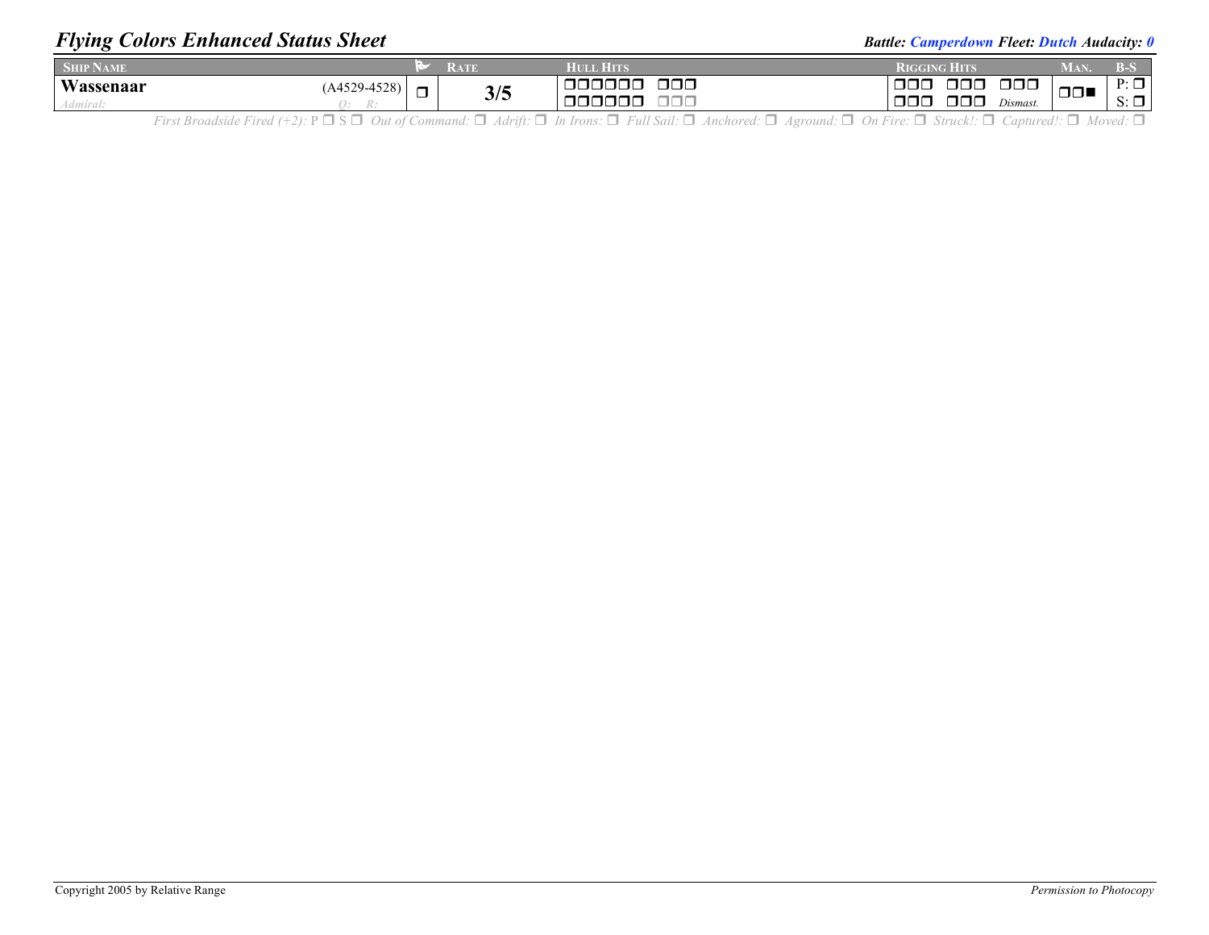## Flying Colors Enhanced Status Sheet

***Battle:*** *Camperdown* ***Fleet:*** *Dutch* ***Audacity:*** *0*

| Ship Name | | ⚑ | Rate | Hull Hits | Rigging Hits | Man. | B-S |
|---|---|---|---|---|---|---|---|
| **Wassenaar** *Admiral:* | (A4529-4528) *Q: R:* | ❐ | **3/5** | ❐❐❐❐❐❐ ❐❐❐ ❐❐❐❐❐❐ ❐❐❐ | ❐❐❐ ❐❐❐ ❐❐❐ ❐❐❐ ❐❐❐ *Dismast.* | ❐❐■ | P: ❐ S: ❐ |

*First Broadside Fired (+2):* P ❐ S ❐ *Out of Command:* ❐ *Adrift:* ❐ *In Irons:* ❐ *Full Sail:* ❐ *Anchored:* ❐ *Aground:* ❐ *On Fire:* ❐ *Struck!:* ❐ *Captured!:* ❐ *Moved:* ❐

Copyright 2005 by Relative Range

*Permission to Photocopy*